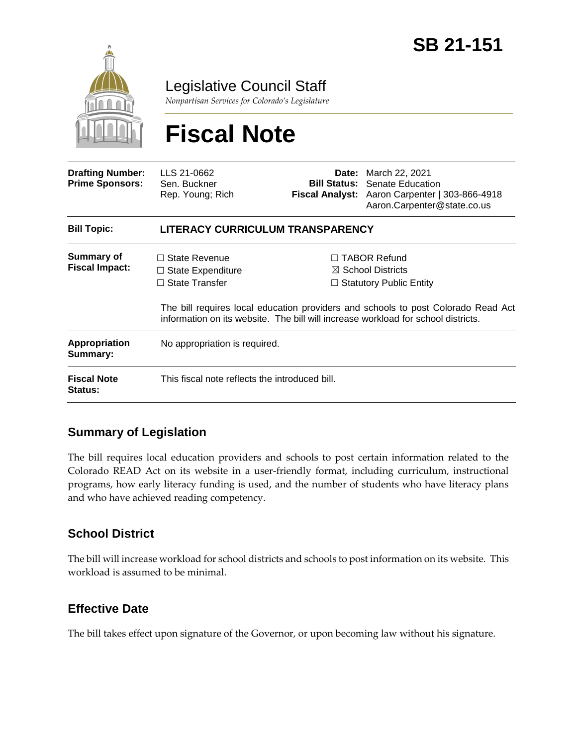# SB 21-151

Legislative Council Staff

*Nonpartisan Services for Colorado's Legislature*

# Fiscal Note

| | | | |
|---|---|---|---|
| **Drafting Number:** | LLS 21-0662 | **Date:** | March 22, 2021 |
| **Prime Sponsors:** | Sen. Buckner<br>Rep. Young; Rich | **Bill Status:** | Senate Education |
| | | **Fiscal Analyst:** | Aaron Carpenter \| 303-866-4918<br>Aaron.Carpenter@state.co.us |

| | |
|---|---|
| **Bill Topic:** | **LITERACY CURRICULUM TRANSPARENCY** |
| **Summary of Fiscal Impact:** | ☐ State Revenue ☐ State Expenditure ☐ State Transfer ☐ TABOR Refund ☒ School Districts ☐ Statutory Public Entity<br><br>The bill requires local education providers and schools to post Colorado Read Act information on its website. The bill will increase workload for school districts. |
| **Appropriation Summary:** | No appropriation is required. |
| **Fiscal Note Status:** | This fiscal note reflects the introduced bill. |

## Summary of Legislation

The bill requires local education providers and schools to post certain information related to the Colorado READ Act on its website in a user-friendly format, including curriculum, instructional programs, how early literacy funding is used, and the number of students who have literacy plans and who have achieved reading competency.

## School District

The bill will increase workload for school districts and schools to post information on its website. This workload is assumed to be minimal.

## Effective Date

The bill takes effect upon signature of the Governor, or upon becoming law without his signature.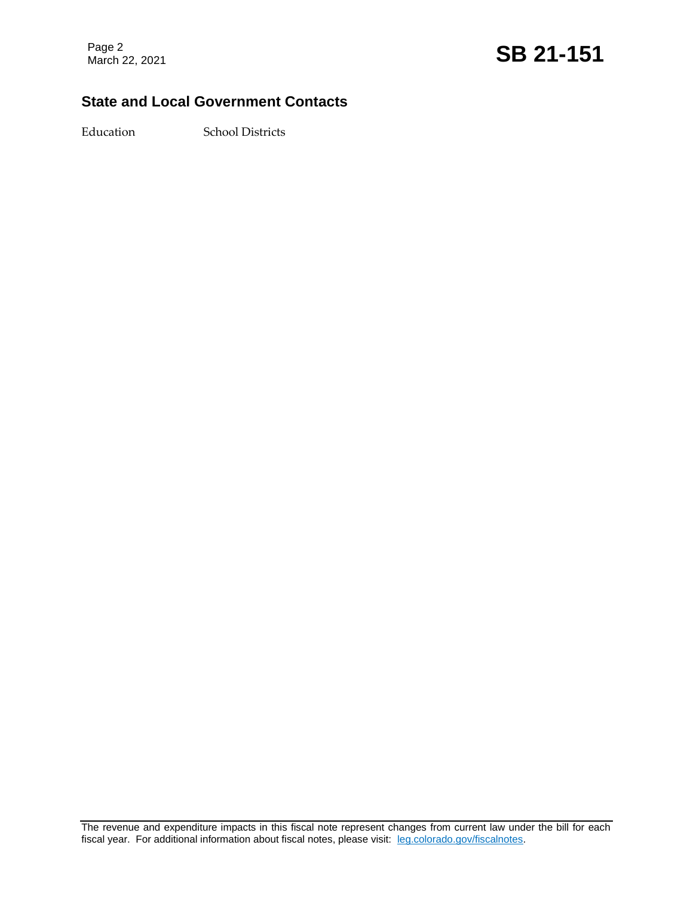## State and Local Government Contacts

Education School Districts

The revenue and expenditure impacts in this fiscal note represent changes from current law under the bill for each fiscal year. For additional information about fiscal notes, please visit: leg.colorado.gov/fiscalnotes.